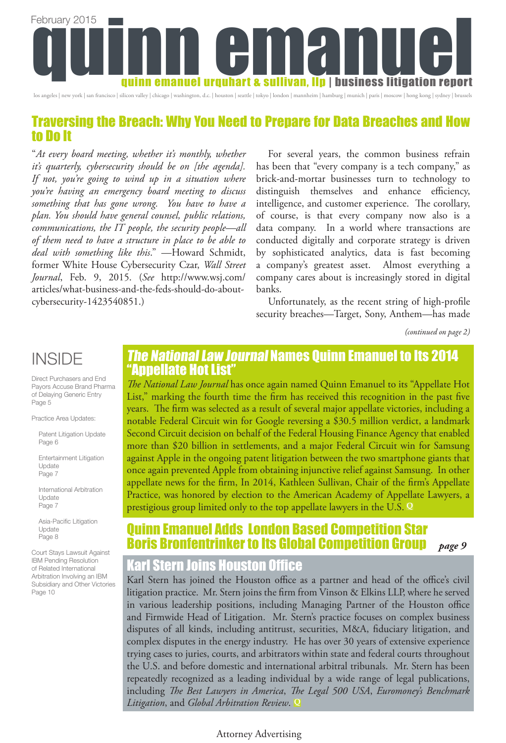February 2015

# quinn emanuel

**quinn emanuel urquhart & sullivan, llp | business litigation report**

los angeles | new york | san francisco | silicon valley | chicago | washington, d.c. | houston | seattle | tokyo | london | mannheim | hamburg | munich | paris | moscow | hong kong | sydney | brussels

## Traversing the Breach: Why You Need to Prepare for Data Breaches and How to Do It

"*At every board meeting, whether it's monthly, whether it's quarterly, cybersecurity should be on [the agenda]. If not, you're going to wind up in a situation where you're having an emergency board meeting to discuss something that has gone wrong. You have to have a plan. You should have general counsel, public relations, communications, the IT people, the security people—all of them need to have a structure in place to be able to deal with something like this*." —Howard Schmidt, former White House Cybersecurity Czar, *Wall Street Journal*, Feb. 9, 2015. (*See* http://www.wsj.com/articles/what-business-and-the-feds-should-do-about-cybersecurity-1423540851.)

For several years, the common business refrain has been that "every company is a tech company," as brick-and-mortar businesses turn to technology to distinguish themselves and enhance efficiency, intelligence, and customer experience. The corollary, of course, is that every company now also is a data company. In a world where transactions are conducted digitally and corporate strategy is driven by sophisticated analytics, data is fast becoming a company's greatest asset. Almost everything a company cares about is increasingly stored in digital banks.

Unfortunately, as the recent string of high-profile security breaches—Target, Sony, Anthem—has made

*(continued on page 2)*

## INSIDE

Direct Purchasers and End Payors Accuse Brand Pharma of Delaying Generic Entry
Page 5

Practice Area Updates:

- Patent Litigation Update
  Page 6
- Entertainment Litigation Update
  Page 7
- International Arbitration Update
  Page 7
- Asia-Pacific Litigation Update
  Page 8

Court Stays Lawsuit Against IBM Pending Resolution of Related International Arbitration Involving an IBM Subsidiary and Other Victories
Page 10

## *The National Law Journal* Names Quinn Emanuel to Its 2014 "Appellate Hot List"

*The National Law Journal* has once again named Quinn Emanuel to its "Appellate Hot List," marking the fourth time the firm has received this recognition in the past five years. The firm was selected as a result of several major appellate victories, including a notable Federal Circuit win for Google reversing a $30.5 million verdict, a landmark Second Circuit decision on behalf of the Federal Housing Finance Agency that enabled more than $20 billion in settlements, and a major Federal Circuit win for Samsung against Apple in the ongoing patent litigation between the two smartphone giants that once again prevented Apple from obtaining injunctive relief against Samsung. In other appellate news for the firm, In 2014, Kathleen Sullivan, Chair of the firm's Appellate Practice, was honored by election to the American Academy of Appellate Lawyers, a prestigious group limited only to the top appellate lawyers in the U.S. Q

## Quinn Emanuel Adds London Based Competition Star Boris Bronfentrinker to Its Global Competition Group

***page 9***

## Karl Stern Joins Houston Office

Karl Stern has joined the Houston office as a partner and head of the office's civil litigation practice. Mr. Stern joins the firm from Vinson & Elkins LLP, where he served in various leadership positions, including Managing Partner of the Houston office and Firmwide Head of Litigation. Mr. Stern's practice focuses on complex business disputes of all kinds, including antitrust, securities, M&A, fiduciary litigation, and complex disputes in the energy industry. He has over 30 years of extensive experience trying cases to juries, courts, and arbitrators within state and federal courts throughout the U.S. and before domestic and international arbitral tribunals. Mr. Stern has been repeatedly recognized as a leading individual by a wide range of legal publications, including *The Best Lawyers in America*, *The Legal 500 USA*, *Euromoney's Benchmark Litigation*, and *Global Arbitration Review*. Q

Attorney Advertising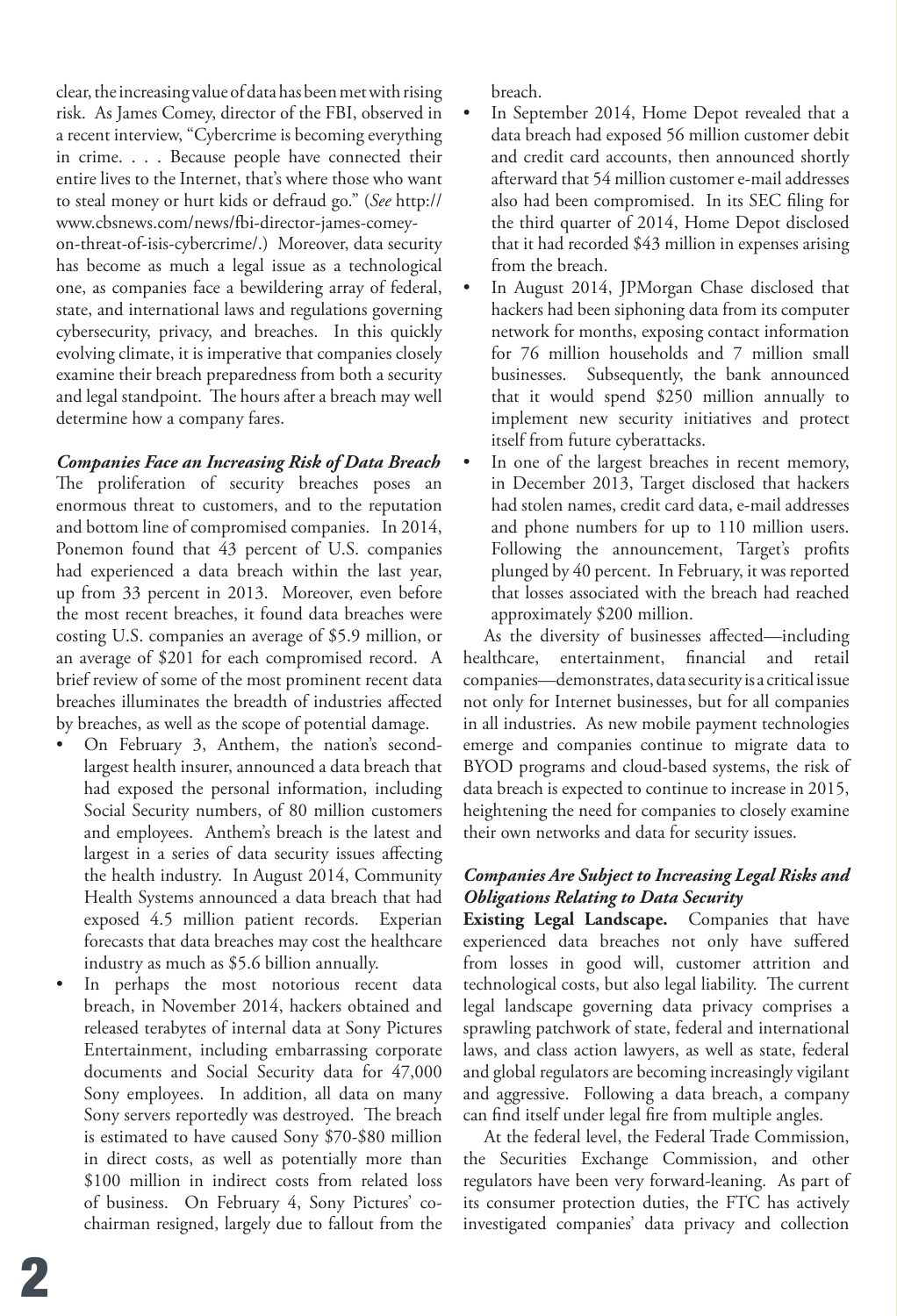clear, the increasing value of data has been met with rising risk. As James Comey, director of the FBI, observed in a recent interview, "Cybercrime is becoming everything in crime. . . . Because people have connected their entire lives to the Internet, that's where those who want to steal money or hurt kids or defraud go." (*See* http://www.cbsnews.com/news/fbi-director-james-comey-on-threat-of-isis-cybercrime/.) Moreover, data security has become as much a legal issue as a technological one, as companies face a bewildering array of federal, state, and international laws and regulations governing cybersecurity, privacy, and breaches. In this quickly evolving climate, it is imperative that companies closely examine their breach preparedness from both a security and legal standpoint. The hours after a breach may well determine how a company fares.

***Companies Face an Increasing Risk of Data Breach***

The proliferation of security breaches poses an enormous threat to customers, and to the reputation and bottom line of compromised companies. In 2014, Ponemon found that 43 percent of U.S. companies had experienced a data breach within the last year, up from 33 percent in 2013. Moreover, even before the most recent breaches, it found data breaches were costing U.S. companies an average of $5.9 million, or an average of $201 for each compromised record. A brief review of some of the most prominent recent data breaches illuminates the breadth of industries affected by breaches, as well as the scope of potential damage.

- On February 3, Anthem, the nation's second-largest health insurer, announced a data breach that had exposed the personal information, including Social Security numbers, of 80 million customers and employees. Anthem's breach is the latest and largest in a series of data security issues affecting the health industry. In August 2014, Community Health Systems announced a data breach that had exposed 4.5 million patient records. Experian forecasts that data breaches may cost the healthcare industry as much as $5.6 billion annually.
- In perhaps the most notorious recent data breach, in November 2014, hackers obtained and released terabytes of internal data at Sony Pictures Entertainment, including embarrassing corporate documents and Social Security data for 47,000 Sony employees. In addition, all data on many Sony servers reportedly was destroyed. The breach is estimated to have caused Sony $70-$80 million in direct costs, as well as potentially more than $100 million in indirect costs from related loss of business. On February 4, Sony Pictures' co-chairman resigned, largely due to fallout from the breach.
- In September 2014, Home Depot revealed that a data breach had exposed 56 million customer debit and credit card accounts, then announced shortly afterward that 54 million customer e-mail addresses also had been compromised. In its SEC filing for the third quarter of 2014, Home Depot disclosed that it had recorded $43 million in expenses arising from the breach.
- In August 2014, JPMorgan Chase disclosed that hackers had been siphoning data from its computer network for months, exposing contact information for 76 million households and 7 million small businesses. Subsequently, the bank announced that it would spend $250 million annually to implement new security initiatives and protect itself from future cyberattacks.
- In one of the largest breaches in recent memory, in December 2013, Target disclosed that hackers had stolen names, credit card data, e-mail addresses and phone numbers for up to 110 million users. Following the announcement, Target's profits plunged by 40 percent. In February, it was reported that losses associated with the breach had reached approximately $200 million.

As the diversity of businesses affected—including healthcare, entertainment, financial and retail companies—demonstrates, data security is a critical issue not only for Internet businesses, but for all companies in all industries. As new mobile payment technologies emerge and companies continue to migrate data to BYOD programs and cloud-based systems, the risk of data breach is expected to continue to increase in 2015, heightening the need for companies to closely examine their own networks and data for security issues.

***Companies Are Subject to Increasing Legal Risks and Obligations Relating to Data Security***

**Existing Legal Landscape.** Companies that have experienced data breaches not only have suffered from losses in good will, customer attrition and technological costs, but also legal liability. The current legal landscape governing data privacy comprises a sprawling patchwork of state, federal and international laws, and class action lawyers, as well as state, federal and global regulators are becoming increasingly vigilant and aggressive. Following a data breach, a company can find itself under legal fire from multiple angles.

At the federal level, the Federal Trade Commission, the Securities Exchange Commission, and other regulators have been very forward-leaning. As part of its consumer protection duties, the FTC has actively investigated companies' data privacy and collection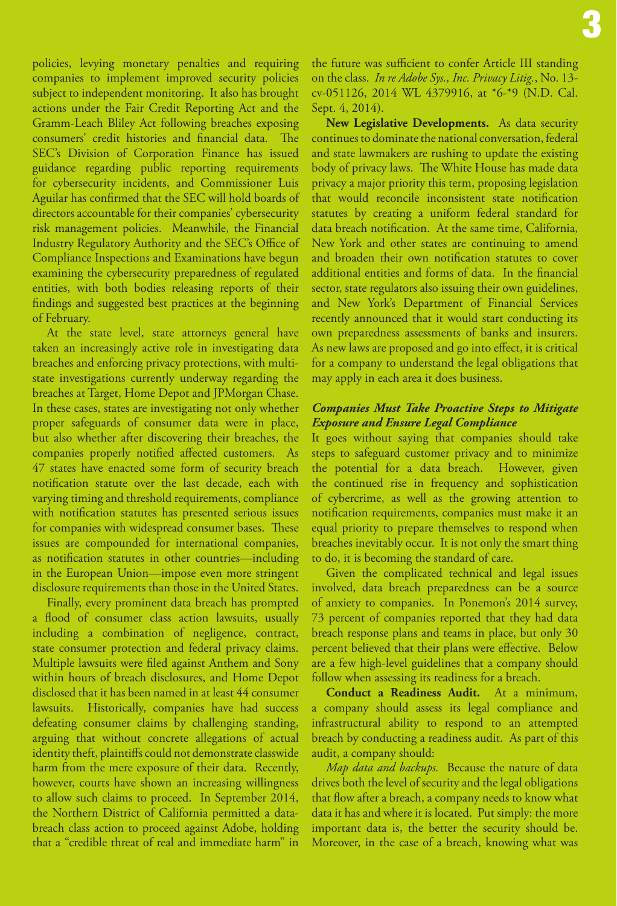policies, levying monetary penalties and requiring companies to implement improved security policies subject to independent monitoring. It also has brought actions under the Fair Credit Reporting Act and the Gramm-Leach Bliley Act following breaches exposing consumers' credit histories and financial data. The SEC's Division of Corporation Finance has issued guidance regarding public reporting requirements for cybersecurity incidents, and Commissioner Luis Aguilar has confirmed that the SEC will hold boards of directors accountable for their companies' cybersecurity risk management policies. Meanwhile, the Financial Industry Regulatory Authority and the SEC's Office of Compliance Inspections and Examinations have begun examining the cybersecurity preparedness of regulated entities, with both bodies releasing reports of their findings and suggested best practices at the beginning of February.

At the state level, state attorneys general have taken an increasingly active role in investigating data breaches and enforcing privacy protections, with multi-state investigations currently underway regarding the breaches at Target, Home Depot and JPMorgan Chase. In these cases, states are investigating not only whether proper safeguards of consumer data were in place, but also whether after discovering their breaches, the companies properly notified affected customers. As 47 states have enacted some form of security breach notification statute over the last decade, each with varying timing and threshold requirements, compliance with notification statutes has presented serious issues for companies with widespread consumer bases. These issues are compounded for international companies, as notification statutes in other countries—including in the European Union—impose even more stringent disclosure requirements than those in the United States.

Finally, every prominent data breach has prompted a flood of consumer class action lawsuits, usually including a combination of negligence, contract, state consumer protection and federal privacy claims. Multiple lawsuits were filed against Anthem and Sony within hours of breach disclosures, and Home Depot disclosed that it has been named in at least 44 consumer lawsuits. Historically, companies have had success defeating consumer claims by challenging standing, arguing that without concrete allegations of actual identity theft, plaintiffs could not demonstrate classwide harm from the mere exposure of their data. Recently, however, courts have shown an increasing willingness to allow such claims to proceed. In September 2014, the Northern District of California permitted a data-breach class action to proceed against Adobe, holding that a "credible threat of real and immediate harm" in the future was sufficient to confer Article III standing on the class. *In re Adobe Sys., Inc. Privacy Litig.*, No. 13-cv-051126, 2014 WL 4379916, at *6-*9 (N.D. Cal. Sept. 4, 2014).

**New Legislative Developments.** As data security continues to dominate the national conversation, federal and state lawmakers are rushing to update the existing body of privacy laws. The White House has made data privacy a major priority this term, proposing legislation that would reconcile inconsistent state notification statutes by creating a uniform federal standard for data breach notification. At the same time, California, New York and other states are continuing to amend and broaden their own notification statutes to cover additional entities and forms of data. In the financial sector, state regulators also issuing their own guidelines, and New York's Department of Financial Services recently announced that it would start conducting its own preparedness assessments of banks and insurers. As new laws are proposed and go into effect, it is critical for a company to understand the legal obligations that may apply in each area it does business.

### *Companies Must Take Proactive Steps to Mitigate Exposure and Ensure Legal Compliance*

It goes without saying that companies should take steps to safeguard customer privacy and to minimize the potential for a data breach. However, given the continued rise in frequency and sophistication of cybercrime, as well as the growing attention to notification requirements, companies must make it an equal priority to prepare themselves to respond when breaches inevitably occur. It is not only the smart thing to do, it is becoming the standard of care.

Given the complicated technical and legal issues involved, data breach preparedness can be a source of anxiety to companies. In Ponemon's 2014 survey, 73 percent of companies reported that they had data breach response plans and teams in place, but only 30 percent believed that their plans were effective. Below are a few high-level guidelines that a company should follow when assessing its readiness for a breach.

**Conduct a Readiness Audit.** At a minimum, a company should assess its legal compliance and infrastructural ability to respond to an attempted breach by conducting a readiness audit. As part of this audit, a company should:

*Map data and backups.* Because the nature of data drives both the level of security and the legal obligations that flow after a breach, a company needs to know what data it has and where it is located. Put simply: the more important data is, the better the security should be. Moreover, in the case of a breach, knowing what was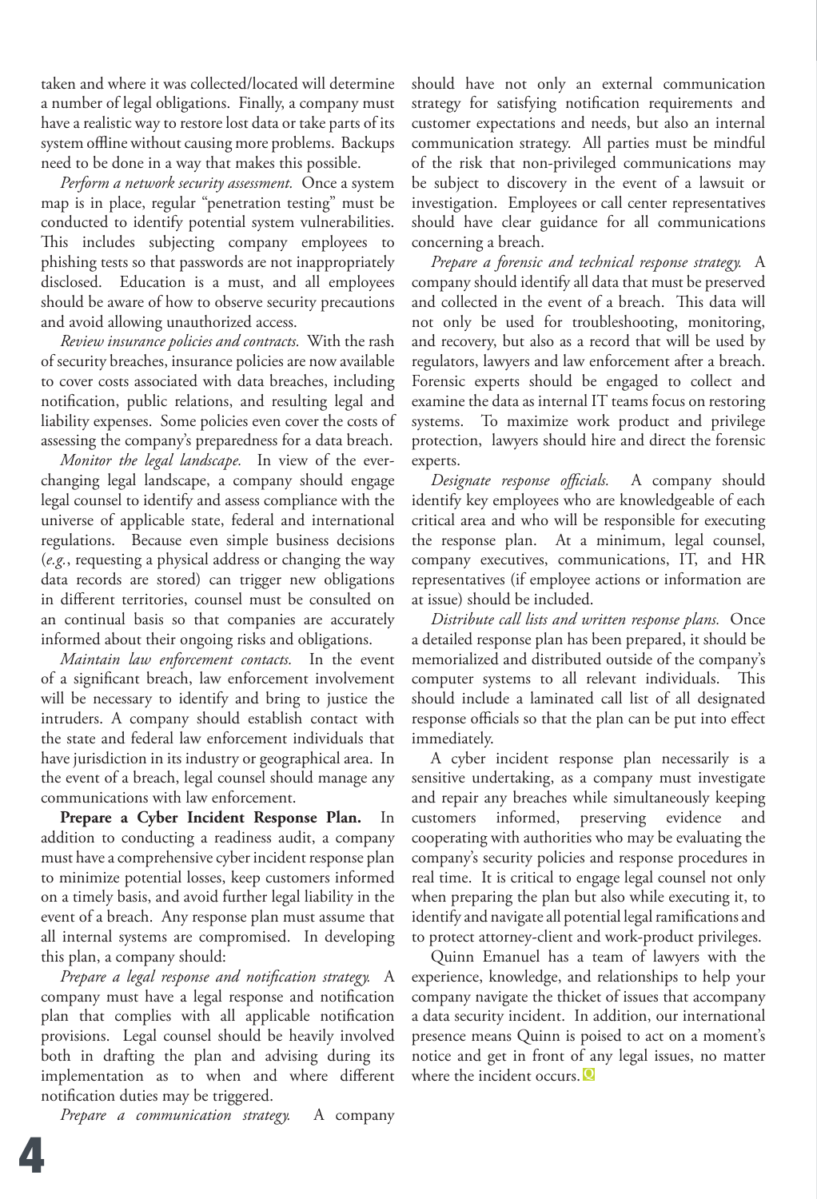taken and where it was collected/located will determine a number of legal obligations. Finally, a company must have a realistic way to restore lost data or take parts of its system offline without causing more problems. Backups need to be done in a way that makes this possible.

*Perform a network security assessment.* Once a system map is in place, regular "penetration testing" must be conducted to identify potential system vulnerabilities. This includes subjecting company employees to phishing tests so that passwords are not inappropriately disclosed. Education is a must, and all employees should be aware of how to observe security precautions and avoid allowing unauthorized access.

*Review insurance policies and contracts.* With the rash of security breaches, insurance policies are now available to cover costs associated with data breaches, including notification, public relations, and resulting legal and liability expenses. Some policies even cover the costs of assessing the company's preparedness for a data breach.

*Monitor the legal landscape.* In view of the ever-changing legal landscape, a company should engage legal counsel to identify and assess compliance with the universe of applicable state, federal and international regulations. Because even simple business decisions (*e.g.*, requesting a physical address or changing the way data records are stored) can trigger new obligations in different territories, counsel must be consulted on an continual basis so that companies are accurately informed about their ongoing risks and obligations.

*Maintain law enforcement contacts.* In the event of a significant breach, law enforcement involvement will be necessary to identify and bring to justice the intruders. A company should establish contact with the state and federal law enforcement individuals that have jurisdiction in its industry or geographical area. In the event of a breach, legal counsel should manage any communications with law enforcement.

**Prepare a Cyber Incident Response Plan.** In addition to conducting a readiness audit, a company must have a comprehensive cyber incident response plan to minimize potential losses, keep customers informed on a timely basis, and avoid further legal liability in the event of a breach. Any response plan must assume that all internal systems are compromised. In developing this plan, a company should:

*Prepare a legal response and notification strategy.* A company must have a legal response and notification plan that complies with all applicable notification provisions. Legal counsel should be heavily involved both in drafting the plan and advising during its implementation as to when and where different notification duties may be triggered.

*Prepare a communication strategy.* A company should have not only an external communication strategy for satisfying notification requirements and customer expectations and needs, but also an internal communication strategy. All parties must be mindful of the risk that non-privileged communications may be subject to discovery in the event of a lawsuit or investigation. Employees or call center representatives should have clear guidance for all communications concerning a breach.

*Prepare a forensic and technical response strategy.* A company should identify all data that must be preserved and collected in the event of a breach. This data will not only be used for troubleshooting, monitoring, and recovery, but also as a record that will be used by regulators, lawyers and law enforcement after a breach. Forensic experts should be engaged to collect and examine the data as internal IT teams focus on restoring systems. To maximize work product and privilege protection, lawyers should hire and direct the forensic experts.

*Designate response officials.* A company should identify key employees who are knowledgeable of each critical area and who will be responsible for executing the response plan. At a minimum, legal counsel, company executives, communications, IT, and HR representatives (if employee actions or information are at issue) should be included.

*Distribute call lists and written response plans.* Once a detailed response plan has been prepared, it should be memorialized and distributed outside of the company's computer systems to all relevant individuals. This should include a laminated call list of all designated response officials so that the plan can be put into effect immediately.

A cyber incident response plan necessarily is a sensitive undertaking, as a company must investigate and repair any breaches while simultaneously keeping customers informed, preserving evidence and cooperating with authorities who may be evaluating the company's security policies and response procedures in real time. It is critical to engage legal counsel not only when preparing the plan but also while executing it, to identify and navigate all potential legal ramifications and to protect attorney-client and work-product privileges.

Quinn Emanuel has a team of lawyers with the experience, knowledge, and relationships to help your company navigate the thicket of issues that accompany a data security incident. In addition, our international presence means Quinn is poised to act on a moment's notice and get in front of any legal issues, no matter where the incident occurs.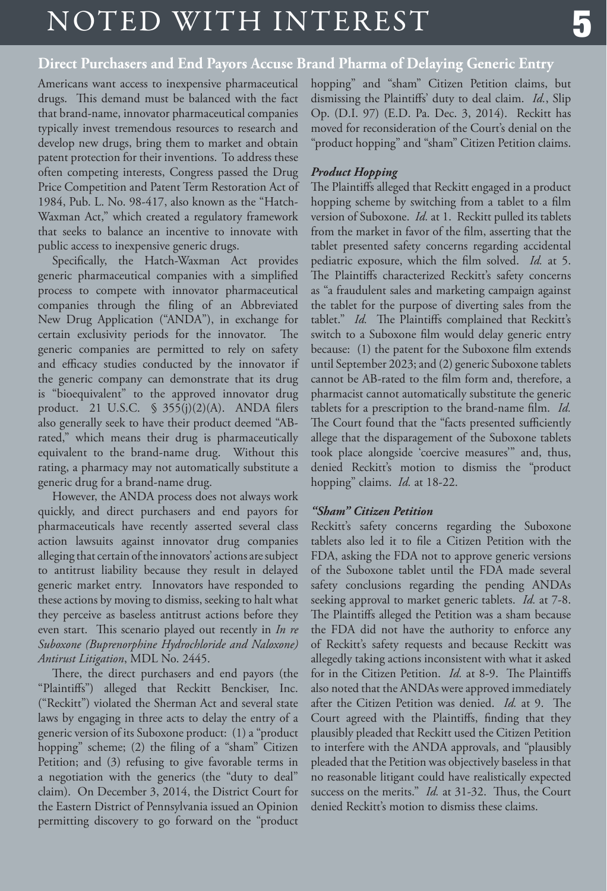## Direct Purchasers and End Payors Accuse Brand Pharma of Delaying Generic Entry

Americans want access to inexpensive pharmaceutical drugs. This demand must be balanced with the fact that brand-name, innovator pharmaceutical companies typically invest tremendous resources to research and develop new drugs, bring them to market and obtain patent protection for their inventions. To address these often competing interests, Congress passed the Drug Price Competition and Patent Term Restoration Act of 1984, Pub. L. No. 98-417, also known as the "Hatch-Waxman Act," which created a regulatory framework that seeks to balance an incentive to innovate with public access to inexpensive generic drugs.

Specifically, the Hatch-Waxman Act provides generic pharmaceutical companies with a simplified process to compete with innovator pharmaceutical companies through the filing of an Abbreviated New Drug Application ("ANDA"), in exchange for certain exclusivity periods for the innovator. The generic companies are permitted to rely on safety and efficacy studies conducted by the innovator if the generic company can demonstrate that its drug is "bioequivalent" to the approved innovator drug product. 21 U.S.C. § 355(j)(2)(A). ANDA filers also generally seek to have their product deemed "AB-rated," which means their drug is pharmaceutically equivalent to the brand-name drug. Without this rating, a pharmacy may not automatically substitute a generic drug for a brand-name drug.

However, the ANDA process does not always work quickly, and direct purchasers and end payors for pharmaceuticals have recently asserted several class action lawsuits against innovator drug companies alleging that certain of the innovators' actions are subject to antitrust liability because they result in delayed generic market entry. Innovators have responded to these actions by moving to dismiss, seeking to halt what they perceive as baseless antitrust actions before they even start. This scenario played out recently in *In re Suboxone (Buprenorphine Hydrochloride and Naloxone) Antirust Litigation*, MDL No. 2445.

There, the direct purchasers and end payors (the "Plaintiffs") alleged that Reckitt Benckiser, Inc. ("Reckitt") violated the Sherman Act and several state laws by engaging in three acts to delay the entry of a generic version of its Suboxone product: (1) a "product hopping" scheme; (2) the filing of a "sham" Citizen Petition; and (3) refusing to give favorable terms in a negotiation with the generics (the "duty to deal" claim). On December 3, 2014, the District Court for the Eastern District of Pennsylvania issued an Opinion permitting discovery to go forward on the "product hopping" and "sham" Citizen Petition claims, but dismissing the Plaintiffs' duty to deal claim. *Id.*, Slip Op. (D.I. 97) (E.D. Pa. Dec. 3, 2014). Reckitt has moved for reconsideration of the Court's denial on the "product hopping" and "sham" Citizen Petition claims.

### *Product Hopping*

The Plaintiffs alleged that Reckitt engaged in a product hopping scheme by switching from a tablet to a film version of Suboxone. *Id.* at 1. Reckitt pulled its tablets from the market in favor of the film, asserting that the tablet presented safety concerns regarding accidental pediatric exposure, which the film solved. *Id.* at 5. The Plaintiffs characterized Reckitt's safety concerns as "a fraudulent sales and marketing campaign against the tablet for the purpose of diverting sales from the tablet." *Id.* The Plaintiffs complained that Reckitt's switch to a Suboxone film would delay generic entry because: (1) the patent for the Suboxone film extends until September 2023; and (2) generic Suboxone tablets cannot be AB-rated to the film form and, therefore, a pharmacist cannot automatically substitute the generic tablets for a prescription to the brand-name film. *Id.* The Court found that the "facts presented sufficiently allege that the disparagement of the Suboxone tablets took place alongside 'coercive measures'" and, thus, denied Reckitt's motion to dismiss the "product hopping" claims. *Id.* at 18-22.

### *"Sham" Citizen Petition*

Reckitt's safety concerns regarding the Suboxone tablets also led it to file a Citizen Petition with the FDA, asking the FDA not to approve generic versions of the Suboxone tablet until the FDA made several safety conclusions regarding the pending ANDAs seeking approval to market generic tablets. *Id.* at 7-8. The Plaintiffs alleged the Petition was a sham because the FDA did not have the authority to enforce any of Reckitt's safety requests and because Reckitt was allegedly taking actions inconsistent with what it asked for in the Citizen Petition. *Id.* at 8-9. The Plaintiffs also noted that the ANDAs were approved immediately after the Citizen Petition was denied. *Id.* at 9. The Court agreed with the Plaintiffs, finding that they plausibly pleaded that Reckitt used the Citizen Petition to interfere with the ANDA approvals, and "plausibly pleaded that the Petition was objectively baseless in that no reasonable litigant could have realistically expected success on the merits." *Id.* at 31-32. Thus, the Court denied Reckitt's motion to dismiss these claims.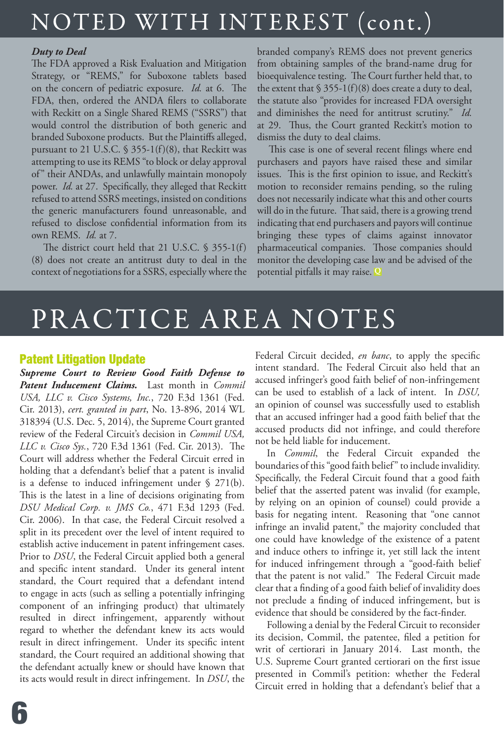# NOTED WITH INTEREST (cont.)

***Duty to Deal***

The FDA approved a Risk Evaluation and Mitigation Strategy, or "REMS," for Suboxone tablets based on the concern of pediatric exposure. *Id.* at 6. The FDA, then, ordered the ANDA filers to collaborate with Reckitt on a Single Shared REMS ("SSRS") that would control the distribution of both generic and branded Suboxone products. But the Plaintiffs alleged, pursuant to 21 U.S.C. § 355-1(f)(8), that Reckitt was attempting to use its REMS "to block or delay approval of" their ANDAs, and unlawfully maintain monopoly power. *Id.* at 27. Specifically, they alleged that Reckitt refused to attend SSRS meetings, insisted on conditions the generic manufacturers found unreasonable, and refused to disclose confidential information from its own REMS. *Id.* at 7.

The district court held that 21 U.S.C. § 355-1(f)(8) does not create an antitrust duty to deal in the context of negotiations for a SSRS, especially where the branded company's REMS does not prevent generics from obtaining samples of the brand-name drug for bioequivalence testing. The Court further held that, to the extent that § 355-1(f)(8) does create a duty to deal, the statute also "provides for increased FDA oversight and diminishes the need for antitrust scrutiny." *Id.* at 29. Thus, the Court granted Reckitt's motion to dismiss the duty to deal claims.

This case is one of several recent filings where end purchasers and payors have raised these and similar issues. This is the first opinion to issue, and Reckitt's motion to reconsider remains pending, so the ruling does not necessarily indicate what this and other courts will do in the future. That said, there is a growing trend indicating that end purchasers and payors will continue bringing these types of claims against innovator pharmaceutical companies. Those companies should monitor the developing case law and be advised of the potential pitfalls it may raise. Q

# PRACTICE AREA NOTES

## Patent Litigation Update

***Supreme Court to Review Good Faith Defense to Patent Inducement Claims.*** Last month in *Commil USA, LLC v. Cisco Systems, Inc.*, 720 F.3d 1361 (Fed. Cir. 2013), *cert. granted in part*, No. 13-896, 2014 WL 318394 (U.S. Dec. 5, 2014), the Supreme Court granted review of the Federal Circuit's decision in *Commil USA, LLC v. Cisco Sys.*, 720 F.3d 1361 (Fed. Cir. 2013). The Court will address whether the Federal Circuit erred in holding that a defendant's belief that a patent is invalid is a defense to induced infringement under § 271(b). This is the latest in a line of decisions originating from *DSU Medical Corp. v. JMS Co.*, 471 F.3d 1293 (Fed. Cir. 2006). In that case, the Federal Circuit resolved a split in its precedent over the level of intent required to establish active inducement in patent infringement cases. Prior to *DSU*, the Federal Circuit applied both a general and specific intent standard. Under its general intent standard, the Court required that a defendant intend to engage in acts (such as selling a potentially infringing component of an infringing product) that ultimately resulted in direct infringement, apparently without regard to whether the defendant knew its acts would result in direct infringement. Under its specific intent standard, the Court required an additional showing that the defendant actually knew or should have known that its acts would result in direct infringement. In *DSU*, the Federal Circuit decided, *en banc*, to apply the specific intent standard. The Federal Circuit also held that an accused infringer's good faith belief of non-infringement can be used to establish of a lack of intent. In *DSU,* an opinion of counsel was successfully used to establish that an accused infringer had a good faith belief that the accused products did not infringe, and could therefore not be held liable for inducement.

In *Commil*, the Federal Circuit expanded the boundaries of this "good faith belief" to include invalidity. Specifically, the Federal Circuit found that a good faith belief that the asserted patent was invalid (for example, by relying on an opinion of counsel) could provide a basis for negating intent. Reasoning that "one cannot infringe an invalid patent," the majority concluded that one could have knowledge of the existence of a patent and induce others to infringe it, yet still lack the intent for induced infringement through a "good-faith belief that the patent is not valid." The Federal Circuit made clear that a finding of a good faith belief of invalidity does not preclude a finding of induced infringement, but is evidence that should be considered by the fact-finder.

Following a denial by the Federal Circuit to reconsider its decision, Commil, the patentee, filed a petition for writ of certiorari in January 2014. Last month, the U.S. Supreme Court granted certiorari on the first issue presented in Commil's petition: whether the Federal Circuit erred in holding that a defendant's belief that a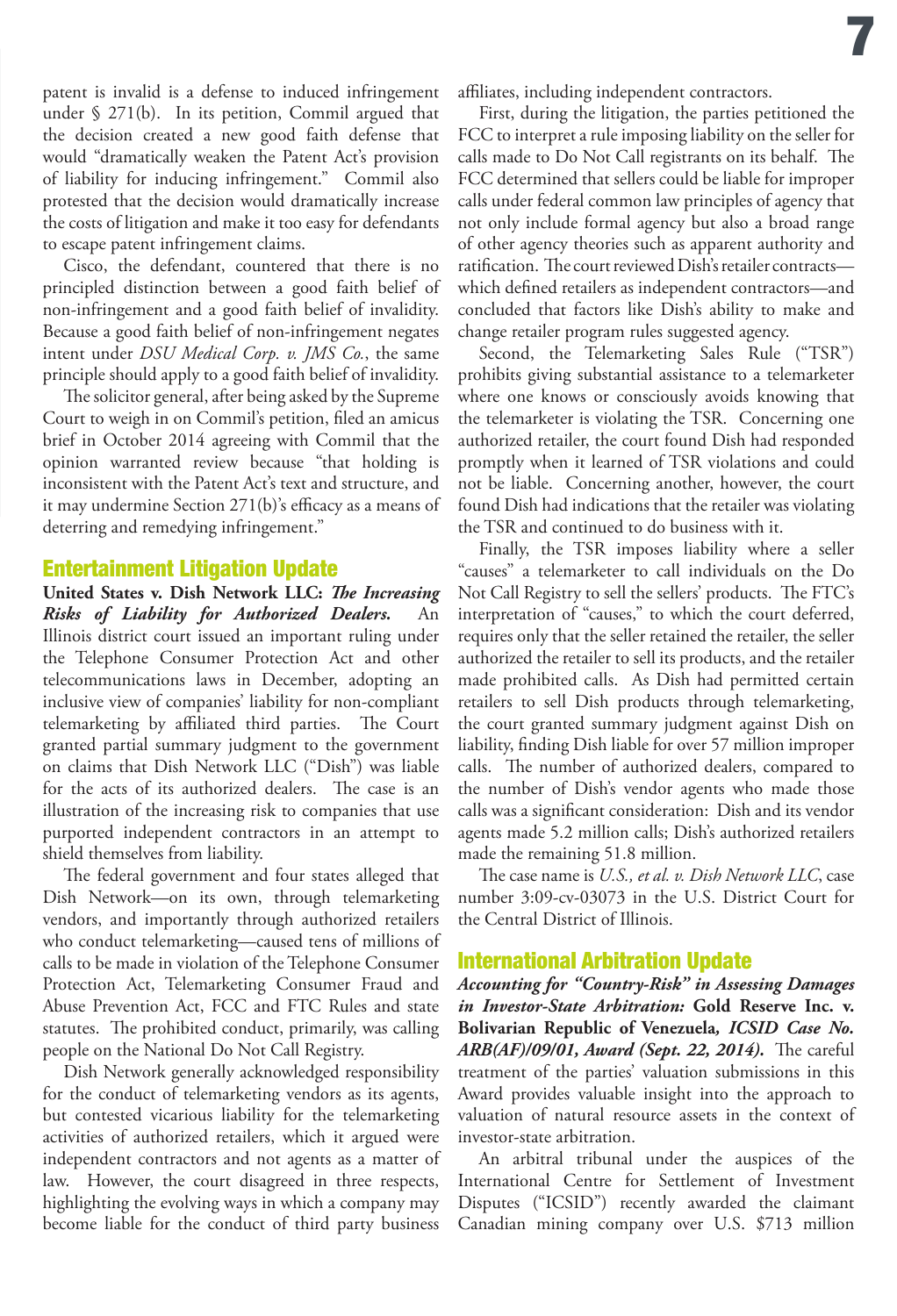patent is invalid is a defense to induced infringement under § 271(b). In its petition, Commil argued that the decision created a new good faith defense that would "dramatically weaken the Patent Act's provision of liability for inducing infringement." Commil also protested that the decision would dramatically increase the costs of litigation and make it too easy for defendants to escape patent infringement claims.

Cisco, the defendant, countered that there is no principled distinction between a good faith belief of non-infringement and a good faith belief of invalidity. Because a good faith belief of non-infringement negates intent under *DSU Medical Corp. v. JMS Co.*, the same principle should apply to a good faith belief of invalidity.

The solicitor general, after being asked by the Supreme Court to weigh in on Commil's petition, filed an amicus brief in October 2014 agreeing with Commil that the opinion warranted review because "that holding is inconsistent with the Patent Act's text and structure, and it may undermine Section 271(b)'s efficacy as a means of deterring and remedying infringement."

## Entertainment Litigation Update

**United States v. Dish Network LLC: *The Increasing Risks of Liability for Authorized Dealers.*** An Illinois district court issued an important ruling under the Telephone Consumer Protection Act and other telecommunications laws in December, adopting an inclusive view of companies' liability for non-compliant telemarketing by affiliated third parties. The Court granted partial summary judgment to the government on claims that Dish Network LLC ("Dish") was liable for the acts of its authorized dealers. The case is an illustration of the increasing risk to companies that use purported independent contractors in an attempt to shield themselves from liability.

The federal government and four states alleged that Dish Network—on its own, through telemarketing vendors, and importantly through authorized retailers who conduct telemarketing—caused tens of millions of calls to be made in violation of the Telephone Consumer Protection Act, Telemarketing Consumer Fraud and Abuse Prevention Act, FCC and FTC Rules and state statutes. The prohibited conduct, primarily, was calling people on the National Do Not Call Registry.

Dish Network generally acknowledged responsibility for the conduct of telemarketing vendors as its agents, but contested vicarious liability for the telemarketing activities of authorized retailers, which it argued were independent contractors and not agents as a matter of law. However, the court disagreed in three respects, highlighting the evolving ways in which a company may become liable for the conduct of third party business affiliates, including independent contractors.

First, during the litigation, the parties petitioned the FCC to interpret a rule imposing liability on the seller for calls made to Do Not Call registrants on its behalf. The FCC determined that sellers could be liable for improper calls under federal common law principles of agency that not only include formal agency but also a broad range of other agency theories such as apparent authority and ratification. The court reviewed Dish's retailer contracts—which defined retailers as independent contractors—and concluded that factors like Dish's ability to make and change retailer program rules suggested agency.

Second, the Telemarketing Sales Rule ("TSR") prohibits giving substantial assistance to a telemarketer where one knows or consciously avoids knowing that the telemarketer is violating the TSR. Concerning one authorized retailer, the court found Dish had responded promptly when it learned of TSR violations and could not be liable. Concerning another, however, the court found Dish had indications that the retailer was violating the TSR and continued to do business with it.

Finally, the TSR imposes liability where a seller "causes" a telemarketer to call individuals on the Do Not Call Registry to sell the sellers' products. The FTC's interpretation of "causes," to which the court deferred, requires only that the seller retained the retailer, the seller authorized the retailer to sell its products, and the retailer made prohibited calls. As Dish had permitted certain retailers to sell Dish products through telemarketing, the court granted summary judgment against Dish on liability, finding Dish liable for over 57 million improper calls. The number of authorized dealers, compared to the number of Dish's vendor agents who made those calls was a significant consideration: Dish and its vendor agents made 5.2 million calls; Dish's authorized retailers made the remaining 51.8 million.

The case name is *U.S., et al. v. Dish Network LLC*, case number 3:09-cv-03073 in the U.S. District Court for the Central District of Illinois.

## International Arbitration Update

***Accounting for "Country-Risk" in Assessing Damages in Investor-State Arbitration:* Gold Reserve Inc. v. Bolivarian Republic of Venezuela, *ICSID Case No. ARB(AF)/09/01, Award (Sept. 22, 2014).*** The careful treatment of the parties' valuation submissions in this Award provides valuable insight into the approach to valuation of natural resource assets in the context of investor-state arbitration.

An arbitral tribunal under the auspices of the International Centre for Settlement of Investment Disputes ("ICSID") recently awarded the claimant Canadian mining company over U.S. $713 million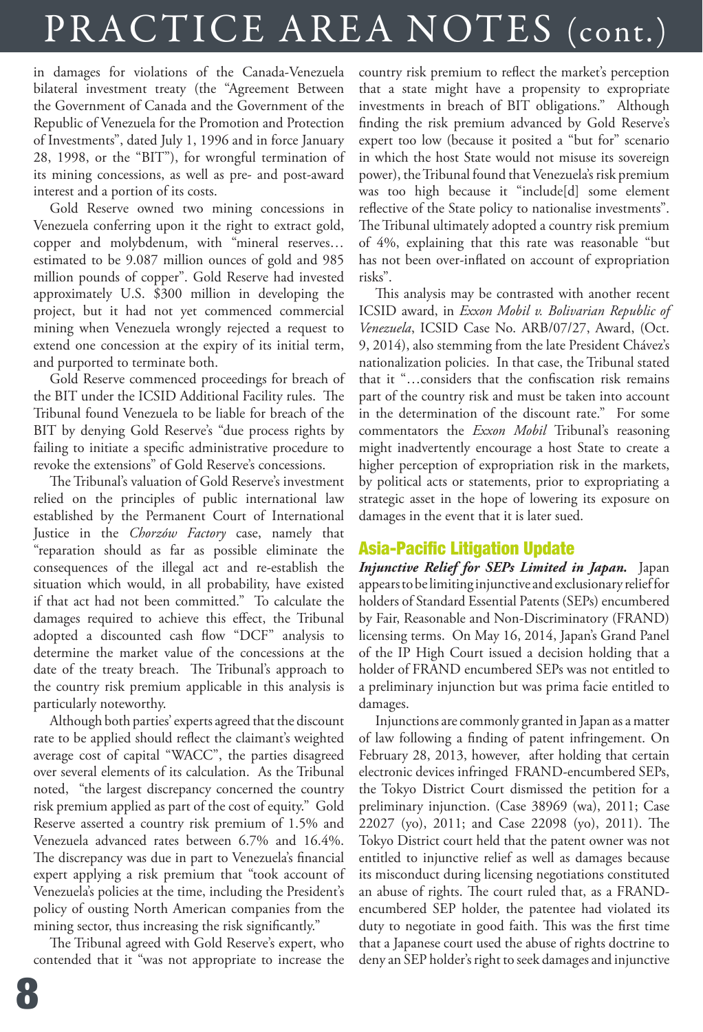in damages for violations of the Canada-Venezuela bilateral investment treaty (the "Agreement Between the Government of Canada and the Government of the Republic of Venezuela for the Promotion and Protection of Investments", dated July 1, 1996 and in force January 28, 1998, or the "BIT"), for wrongful termination of its mining concessions, as well as pre- and post-award interest and a portion of its costs.

Gold Reserve owned two mining concessions in Venezuela conferring upon it the right to extract gold, copper and molybdenum, with "mineral reserves… estimated to be 9.087 million ounces of gold and 985 million pounds of copper". Gold Reserve had invested approximately U.S. $300 million in developing the project, but it had not yet commenced commercial mining when Venezuela wrongly rejected a request to extend one concession at the expiry of its initial term, and purported to terminate both.

Gold Reserve commenced proceedings for breach of the BIT under the ICSID Additional Facility rules. The Tribunal found Venezuela to be liable for breach of the BIT by denying Gold Reserve's "due process rights by failing to initiate a specific administrative procedure to revoke the extensions" of Gold Reserve's concessions.

The Tribunal's valuation of Gold Reserve's investment relied on the principles of public international law established by the Permanent Court of International Justice in the *Chorzów Factory* case, namely that "reparation should as far as possible eliminate the consequences of the illegal act and re-establish the situation which would, in all probability, have existed if that act had not been committed." To calculate the damages required to achieve this effect, the Tribunal adopted a discounted cash flow "DCF" analysis to determine the market value of the concessions at the date of the treaty breach. The Tribunal's approach to the country risk premium applicable in this analysis is particularly noteworthy.

Although both parties' experts agreed that the discount rate to be applied should reflect the claimant's weighted average cost of capital "WACC", the parties disagreed over several elements of its calculation. As the Tribunal noted, "the largest discrepancy concerned the country risk premium applied as part of the cost of equity." Gold Reserve asserted a country risk premium of 1.5% and Venezuela advanced rates between 6.7% and 16.4%. The discrepancy was due in part to Venezuela's financial expert applying a risk premium that "took account of Venezuela's policies at the time, including the President's policy of ousting North American companies from the mining sector, thus increasing the risk significantly."

The Tribunal agreed with Gold Reserve's expert, who contended that it "was not appropriate to increase the country risk premium to reflect the market's perception that a state might have a propensity to expropriate investments in breach of BIT obligations." Although finding the risk premium advanced by Gold Reserve's expert too low (because it posited a "but for" scenario in which the host State would not misuse its sovereign power), the Tribunal found that Venezuela's risk premium was too high because it "include[d] some element reflective of the State policy to nationalise investments". The Tribunal ultimately adopted a country risk premium of 4%, explaining that this rate was reasonable "but has not been over-inflated on account of expropriation risks".

This analysis may be contrasted with another recent ICSID award, in *Exxon Mobil v. Bolivarian Republic of Venezuela*, ICSID Case No. ARB/07/27, Award, (Oct. 9, 2014), also stemming from the late President Chávez's nationalization policies. In that case, the Tribunal stated that it "…considers that the confiscation risk remains part of the country risk and must be taken into account in the determination of the discount rate." For some commentators the *Exxon Mobil* Tribunal's reasoning might inadvertently encourage a host State to create a higher perception of expropriation risk in the markets, by political acts or statements, prior to expropriating a strategic asset in the hope of lowering its exposure on damages in the event that it is later sued.

## Asia-Pacific Litigation Update

***Injunctive Relief for SEPs Limited in Japan.*** Japan appears to be limiting injunctive and exclusionary relief for holders of Standard Essential Patents (SEPs) encumbered by Fair, Reasonable and Non-Discriminatory (FRAND) licensing terms. On May 16, 2014, Japan's Grand Panel of the IP High Court issued a decision holding that a holder of FRAND encumbered SEPs was not entitled to a preliminary injunction but was prima facie entitled to damages.

Injunctions are commonly granted in Japan as a matter of law following a finding of patent infringement. On February 28, 2013, however, after holding that certain electronic devices infringed FRAND-encumbered SEPs, the Tokyo District Court dismissed the petition for a preliminary injunction. (Case 38969 (wa), 2011; Case 22027 (yo), 2011; and Case 22098 (yo), 2011). The Tokyo District court held that the patent owner was not entitled to injunctive relief as well as damages because its misconduct during licensing negotiations constituted an abuse of rights. The court ruled that, as a FRAND-encumbered SEP holder, the patentee had violated its duty to negotiate in good faith. This was the first time that a Japanese court used the abuse of rights doctrine to deny an SEP holder's right to seek damages and injunctive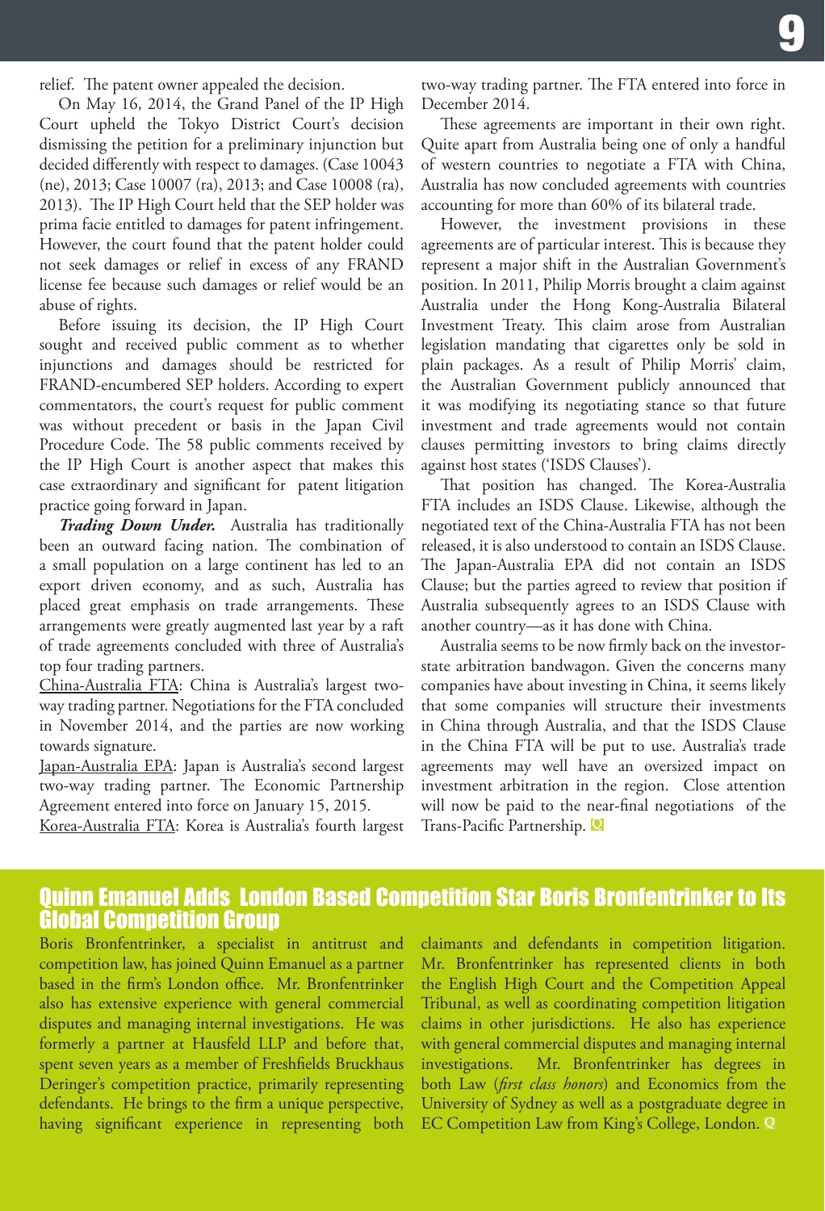relief. The patent owner appealed the decision.

On May 16, 2014, the Grand Panel of the IP High Court upheld the Tokyo District Court's decision dismissing the petition for a preliminary injunction but decided differently with respect to damages. (Case 10043 (ne), 2013; Case 10007 (ra), 2013; and Case 10008 (ra), 2013). The IP High Court held that the SEP holder was prima facie entitled to damages for patent infringement. However, the court found that the patent holder could not seek damages or relief in excess of any FRAND license fee because such damages or relief would be an abuse of rights.

Before issuing its decision, the IP High Court sought and received public comment as to whether injunctions and damages should be restricted for FRAND-encumbered SEP holders. According to expert commentators, the court's request for public comment was without precedent or basis in the Japan Civil Procedure Code. The 58 public comments received by the IP High Court is another aspect that makes this case extraordinary and significant for patent litigation practice going forward in Japan.

***Trading Down Under.*** Australia has traditionally been an outward facing nation. The combination of a small population on a large continent has led to an export driven economy, and as such, Australia has placed great emphasis on trade arrangements. These arrangements were greatly augmented last year by a raft of trade agreements concluded with three of Australia's top four trading partners.

<u>China-Australia FTA</u>: China is Australia's largest two-way trading partner. Negotiations for the FTA concluded in November 2014, and the parties are now working towards signature.

<u>Japan-Australia EPA</u>: Japan is Australia's second largest two-way trading partner. The Economic Partnership Agreement entered into force on January 15, 2015.

<u>Korea-Australia FTA</u>: Korea is Australia's fourth largest two-way trading partner. The FTA entered into force in December 2014.

These agreements are important in their own right. Quite apart from Australia being one of only a handful of western countries to negotiate a FTA with China, Australia has now concluded agreements with countries accounting for more than 60% of its bilateral trade.

However, the investment provisions in these agreements are of particular interest. This is because they represent a major shift in the Australian Government's position. In 2011, Philip Morris brought a claim against Australia under the Hong Kong-Australia Bilateral Investment Treaty. This claim arose from Australian legislation mandating that cigarettes only be sold in plain packages. As a result of Philip Morris' claim, the Australian Government publicly announced that it was modifying its negotiating stance so that future investment and trade agreements would not contain clauses permitting investors to bring claims directly against host states ('ISDS Clauses').

That position has changed. The Korea-Australia FTA includes an ISDS Clause. Likewise, although the negotiated text of the China-Australia FTA has not been released, it is also understood to contain an ISDS Clause. The Japan-Australia EPA did not contain an ISDS Clause; but the parties agreed to review that position if Australia subsequently agrees to an ISDS Clause with another country—as it has done with China.

Australia seems to be now firmly back on the investor-state arbitration bandwagon. Given the concerns many companies have about investing in China, it seems likely that some companies will structure their investments in China through Australia, and that the ISDS Clause in the China FTA will be put to use. Australia's trade agreements may well have an oversized impact on investment arbitration in the region. Close attention will now be paid to the near-final negotiations of the Trans-Pacific Partnership. Q

## Quinn Emanuel Adds London Based Competition Star Boris Bronfentrinker to Its Global Competition Group

Boris Bronfentrinker, a specialist in antitrust and competition law, has joined Quinn Emanuel as a partner based in the firm's London office. Mr. Bronfentrinker also has extensive experience with general commercial disputes and managing internal investigations. He was formerly a partner at Hausfeld LLP and before that, spent seven years as a member of Freshfields Bruckhaus Deringer's competition practice, primarily representing defendants. He brings to the firm a unique perspective, having significant experience in representing both claimants and defendants in competition litigation. Mr. Bronfentrinker has represented clients in both the English High Court and the Competition Appeal Tribunal, as well as coordinating competition litigation claims in other jurisdictions. He also has experience with general commercial disputes and managing internal investigations. Mr. Bronfentrinker has degrees in both Law (*first class honors*) and Economics from the University of Sydney as well as a postgraduate degree in EC Competition Law from King's College, London. Q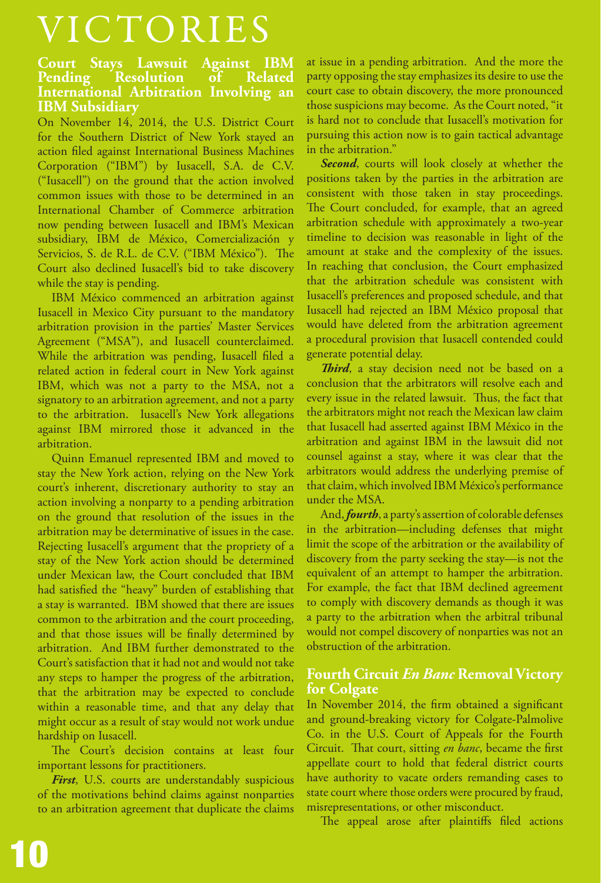# VICTORIES

## Court Stays Lawsuit Against IBM Pending Resolution of Related International Arbitration Involving an IBM Subsidiary

On November 14, 2014, the U.S. District Court for the Southern District of New York stayed an action filed against International Business Machines Corporation ("IBM") by Iusacell, S.A. de C.V. ("Iusacell") on the ground that the action involved common issues with those to be determined in an International Chamber of Commerce arbitration now pending between Iusacell and IBM's Mexican subsidiary, IBM de México, Comercialización y Servicios, S. de R.L. de C.V. ("IBM México"). The Court also declined Iusacell's bid to take discovery while the stay is pending.

IBM México commenced an arbitration against Iusacell in Mexico City pursuant to the mandatory arbitration provision in the parties' Master Services Agreement ("MSA"), and Iusacell counterclaimed. While the arbitration was pending, Iusacell filed a related action in federal court in New York against IBM, which was not a party to the MSA, not a signatory to an arbitration agreement, and not a party to the arbitration. Iusacell's New York allegations against IBM mirrored those it advanced in the arbitration.

Quinn Emanuel represented IBM and moved to stay the New York action, relying on the New York court's inherent, discretionary authority to stay an action involving a nonparty to a pending arbitration on the ground that resolution of the issues in the arbitration may be determinative of issues in the case. Rejecting Iusacell's argument that the propriety of a stay of the New York action should be determined under Mexican law, the Court concluded that IBM had satisfied the "heavy" burden of establishing that a stay is warranted. IBM showed that there are issues common to the arbitration and the court proceeding, and that those issues will be finally determined by arbitration. And IBM further demonstrated to the Court's satisfaction that it had not and would not take any steps to hamper the progress of the arbitration, that the arbitration may be expected to conclude within a reasonable time, and that any delay that might occur as a result of stay would not work undue hardship on Iusacell.

The Court's decision contains at least four important lessons for practitioners.

***First***, U.S. courts are understandably suspicious of the motivations behind claims against nonparties to an arbitration agreement that duplicate the claims at issue in a pending arbitration. And the more the party opposing the stay emphasizes its desire to use the court case to obtain discovery, the more pronounced those suspicions may become. As the Court noted, "it is hard not to conclude that Iusacell's motivation for pursuing this action now is to gain tactical advantage in the arbitration."

***Second***, courts will look closely at whether the positions taken by the parties in the arbitration are consistent with those taken in stay proceedings. The Court concluded, for example, that an agreed arbitration schedule with approximately a two-year timeline to decision was reasonable in light of the amount at stake and the complexity of the issues. In reaching that conclusion, the Court emphasized that the arbitration schedule was consistent with Iusacell's preferences and proposed schedule, and that Iusacell had rejected an IBM México proposal that would have deleted from the arbitration agreement a procedural provision that Iusacell contended could generate potential delay.

***Third***, a stay decision need not be based on a conclusion that the arbitrators will resolve each and every issue in the related lawsuit. Thus, the fact that the arbitrators might not reach the Mexican law claim that Iusacell had asserted against IBM México in the arbitration and against IBM in the lawsuit did not counsel against a stay, where it was clear that the arbitrators would address the underlying premise of that claim, which involved IBM México's performance under the MSA.

And, ***fourth***, a party's assertion of colorable defenses in the arbitration—including defenses that might limit the scope of the arbitration or the availability of discovery from the party seeking the stay—is not the equivalent of an attempt to hamper the arbitration. For example, the fact that IBM declined agreement to comply with discovery demands as though it was a party to the arbitration when the arbitral tribunal would not compel discovery of nonparties was not an obstruction of the arbitration.

## Fourth Circuit *En Banc* Removal Victory for Colgate

In November 2014, the firm obtained a significant and ground-breaking victory for Colgate-Palmolive Co. in the U.S. Court of Appeals for the Fourth Circuit. That court, sitting *en banc*, became the first appellate court to hold that federal district courts have authority to vacate orders remanding cases to state court where those orders were procured by fraud, misrepresentations, or other misconduct.

The appeal arose after plaintiffs filed actions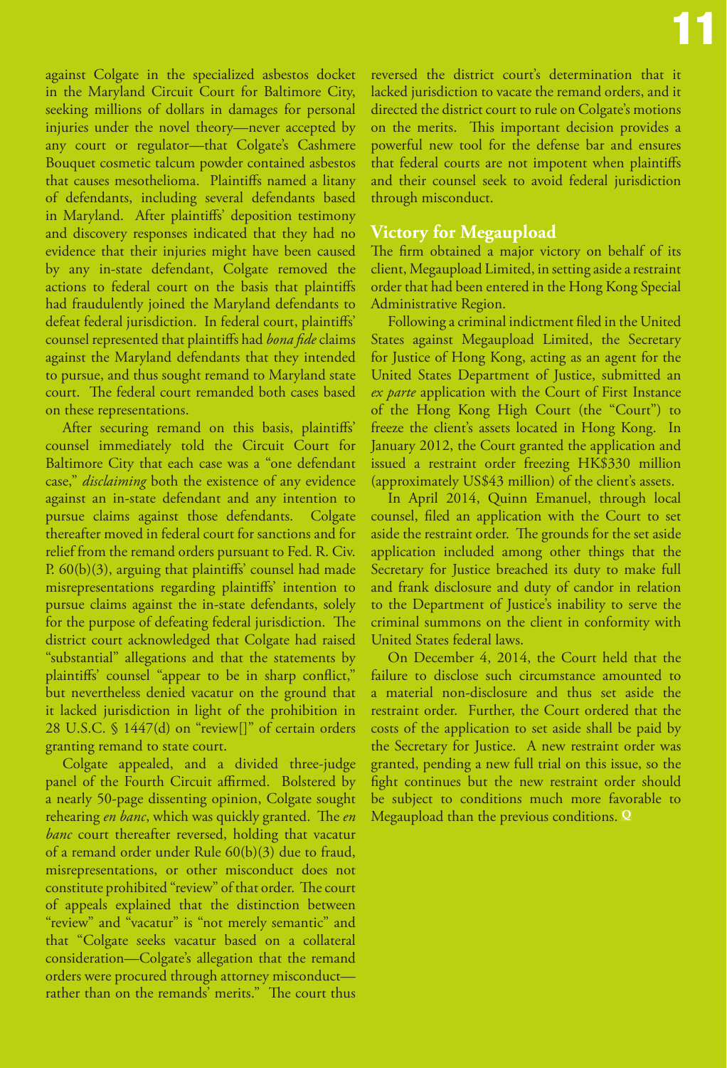against Colgate in the specialized asbestos docket in the Maryland Circuit Court for Baltimore City, seeking millions of dollars in damages for personal injuries under the novel theory—never accepted by any court or regulator—that Colgate's Cashmere Bouquet cosmetic talcum powder contained asbestos that causes mesothelioma. Plaintiffs named a litany of defendants, including several defendants based in Maryland. After plaintiffs' deposition testimony and discovery responses indicated that they had no evidence that their injuries might have been caused by any in-state defendant, Colgate removed the actions to federal court on the basis that plaintiffs had fraudulently joined the Maryland defendants to defeat federal jurisdiction. In federal court, plaintiffs' counsel represented that plaintiffs had *bona fide* claims against the Maryland defendants that they intended to pursue, and thus sought remand to Maryland state court. The federal court remanded both cases based on these representations.

After securing remand on this basis, plaintiffs' counsel immediately told the Circuit Court for Baltimore City that each case was a "one defendant case," *disclaiming* both the existence of any evidence against an in-state defendant and any intention to pursue claims against those defendants. Colgate thereafter moved in federal court for sanctions and for relief from the remand orders pursuant to Fed. R. Civ. P. 60(b)(3), arguing that plaintiffs' counsel had made misrepresentations regarding plaintiffs' intention to pursue claims against the in-state defendants, solely for the purpose of defeating federal jurisdiction. The district court acknowledged that Colgate had raised "substantial" allegations and that the statements by plaintiffs' counsel "appear to be in sharp conflict," but nevertheless denied vacatur on the ground that it lacked jurisdiction in light of the prohibition in 28 U.S.C. § 1447(d) on "review[]" of certain orders granting remand to state court.

Colgate appealed, and a divided three-judge panel of the Fourth Circuit affirmed. Bolstered by a nearly 50-page dissenting opinion, Colgate sought rehearing *en banc*, which was quickly granted. The *en banc* court thereafter reversed, holding that vacatur of a remand order under Rule 60(b)(3) due to fraud, misrepresentations, or other misconduct does not constitute prohibited "review" of that order. The court of appeals explained that the distinction between "review" and "vacatur" is "not merely semantic" and that "Colgate seeks vacatur based on a collateral consideration—Colgate's allegation that the remand orders were procured through attorney misconduct—rather than on the remands' merits." The court thus reversed the district court's determination that it lacked jurisdiction to vacate the remand orders, and it directed the district court to rule on Colgate's motions on the merits. This important decision provides a powerful new tool for the defense bar and ensures that federal courts are not impotent when plaintiffs and their counsel seek to avoid federal jurisdiction through misconduct.

## Victory for Megaupload

The firm obtained a major victory on behalf of its client, Megaupload Limited, in setting aside a restraint order that had been entered in the Hong Kong Special Administrative Region.

Following a criminal indictment filed in the United States against Megaupload Limited, the Secretary for Justice of Hong Kong, acting as an agent for the United States Department of Justice, submitted an *ex parte* application with the Court of First Instance of the Hong Kong High Court (the "Court") to freeze the client's assets located in Hong Kong. In January 2012, the Court granted the application and issued a restraint order freezing HK$330 million (approximately US$43 million) of the client's assets.

In April 2014, Quinn Emanuel, through local counsel, filed an application with the Court to set aside the restraint order. The grounds for the set aside application included among other things that the Secretary for Justice breached its duty to make full and frank disclosure and duty of candor in relation to the Department of Justice's inability to serve the criminal summons on the client in conformity with United States federal laws.

On December 4, 2014, the Court held that the failure to disclose such circumstance amounted to a material non-disclosure and thus set aside the restraint order. Further, the Court ordered that the costs of the application to set aside shall be paid by the Secretary for Justice. A new restraint order was granted, pending a new full trial on this issue, so the fight continues but the new restraint order should be subject to conditions much more favorable to Megaupload than the previous conditions. Q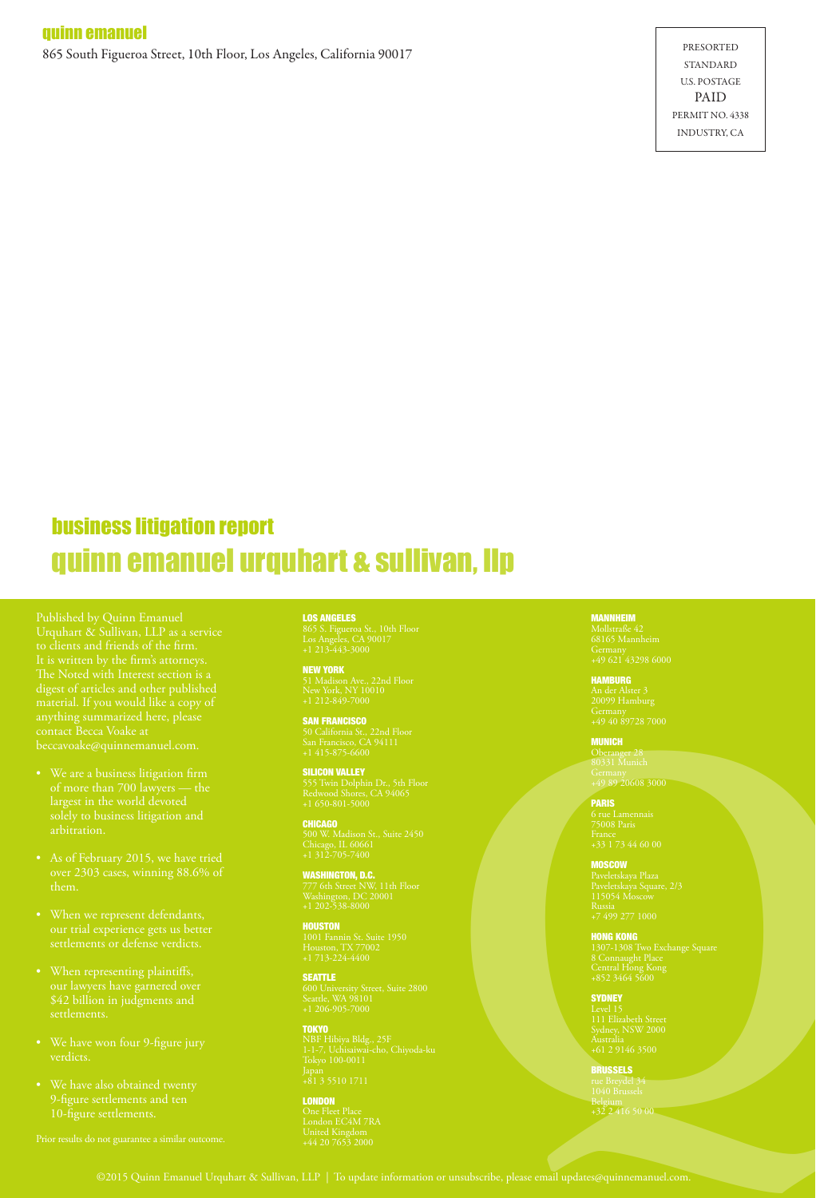quinn emanuel

865 South Figueroa Street, 10th Floor, Los Angeles, California 90017

PRESORTED
STANDARD
U.S. POSTAGE
PAID
PERMIT NO. 4338
INDUSTRY, CA

## business litigation report

# quinn emanuel urquhart & sullivan, llp

Published by Quinn Emanuel Urquhart & Sullivan, LLP as a service to clients and friends of the firm. It is written by the firm's attorneys. The Noted with Interest section is a digest of articles and other published material. If you would like a copy of anything summarized here, please contact Becca Voake at beccavoake@quinnemanuel.com.

- We are a business litigation firm of more than 700 lawyers — the largest in the world devoted solely to business litigation and arbitration.
- As of February 2015, we have tried over 2303 cases, winning 88.6% of them.
- When we represent defendants, our trial experience gets us better settlements or defense verdicts.
- When representing plaintiffs, our lawyers have garnered over $42 billion in judgments and settlements.
- We have won four 9-figure jury verdicts.
- We have also obtained twenty 9-figure settlements and ten 10-figure settlements.

Prior results do not guarantee a similar outcome.

**LOS ANGELES**
865 S. Figueroa St., 10th Floor
Los Angeles, CA 90017
+1 213-443-3000

**NEW YORK**
51 Madison Ave., 22nd Floor
New York, NY 10010
+1 212-849-7000

**SAN FRANCISCO**
50 California St., 22nd Floor
San Francisco, CA 94111
+1 415-875-6600

**SILICON VALLEY**
555 Twin Dolphin Dr., 5th Floor
Redwood Shores, CA 94065
+1 650-801-5000

**CHICAGO**
500 W. Madison St., Suite 2450
Chicago, IL 60661
+1 312-705-7400

**WASHINGTON, D.C.**
777 6th Street NW, 11th Floor
Washington, DC 20001
+1 202-538-8000

**HOUSTON**
1001 Fannin St. Suite 1950
Houston, TX 77002
+1 713-224-4400

**SEATTLE**
600 University Street, Suite 2800
Seattle, WA 98101
+1 206-905-7000

**TOKYO**
NBF Hibiya Bldg., 25F
1-1-7, Uchisaiwai-cho, Chiyoda-ku
Tokyo 100-0011
Japan
+81 3 5510 1711

**LONDON**
One Fleet Place
London EC4M 7RA
United Kingdom
+44 20 7653 2000

**MANNHEIM**
Mollstraße 42
68165 Mannheim
Germany
+49 621 43298 6000

**HAMBURG**
An der Alster 3
20099 Hamburg
Germany
+49 40 89728 7000

**MUNICH**
Oberanger 28
80331 Munich
Germany
+49 89 20608 3000

**PARIS**
6 rue Lamennais
75008 Paris
France
+33 1 73 44 60 00

**MOSCOW**
Paveletskaya Plaza
Paveletskaya Square, 2/3
115054 Moscow
Russia
+7 499 277 1000

**HONG KONG**
1307-1308 Two Exchange Square
8 Connaught Place
Central Hong Kong
+852 3464 5600

**SYDNEY**
Level 15
111 Elizabeth Street
Sydney, NSW 2000
Australia
+61 2 9146 3500

**BRUSSELS**
rue Breydel 34
1040 Brussels
Belgium
+32 2 416 50 00

©2015 Quinn Emanuel Urquhart & Sullivan, LLP | To update information or unsubscribe, please email updates@quinnemanuel.com.